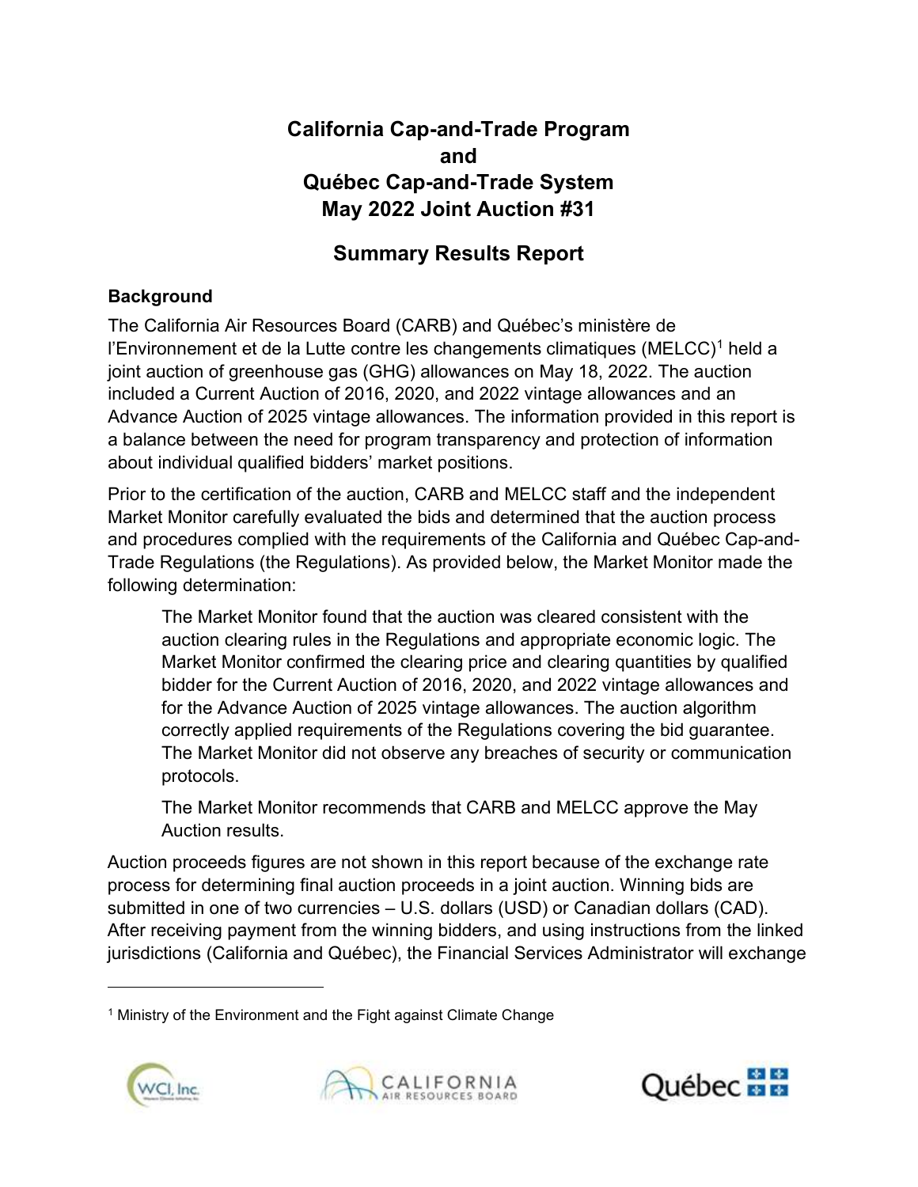# California Cap-and-Trade Program and Québec Cap-and-Trade System May 2022 Joint Auction #31

## Summary Results Report

### Background

The California Air Resources Board (CARB) and Québec's ministère de l'Environnement et de la Lutte contre les changements climatiques (MELCC)[1] held a joint auction of greenhouse gas (GHG) allowances on May 18, 2022. The auction included a Current Auction of 2016, 2020, and 2022 vintage allowances and an Advance Auction of 2025 vintage allowances. The information provided in this report is a balance between the need for program transparency and protection of information about individual qualified bidders' market positions.

Prior to the certification of the auction, CARB and MELCC staff and the independent Market Monitor carefully evaluated the bids and determined that the auction process and procedures complied with the requirements of the California and Québec Cap-and-Trade Regulations (the Regulations). As provided below, the Market Monitor made the following determination:

> The Market Monitor found that the auction was cleared consistent with the auction clearing rules in the Regulations and appropriate economic logic. The Market Monitor confirmed the clearing price and clearing quantities by qualified bidder for the Current Auction of 2016, 2020, and 2022 vintage allowances and for the Advance Auction of 2025 vintage allowances. The auction algorithm correctly applied requirements of the Regulations covering the bid guarantee. The Market Monitor did not observe any breaches of security or communication protocols.
>
> The Market Monitor recommends that CARB and MELCC approve the May Auction results.

Auction proceeds figures are not shown in this report because of the exchange rate process for determining final auction proceeds in a joint auction. Winning bids are submitted in one of two currencies – U.S. dollars (USD) or Canadian dollars (CAD). After receiving payment from the winning bidders, and using instructions from the linked jurisdictions (California and Québec), the Financial Services Administrator will exchange

[1] Ministry of the Environment and the Fight against Climate Change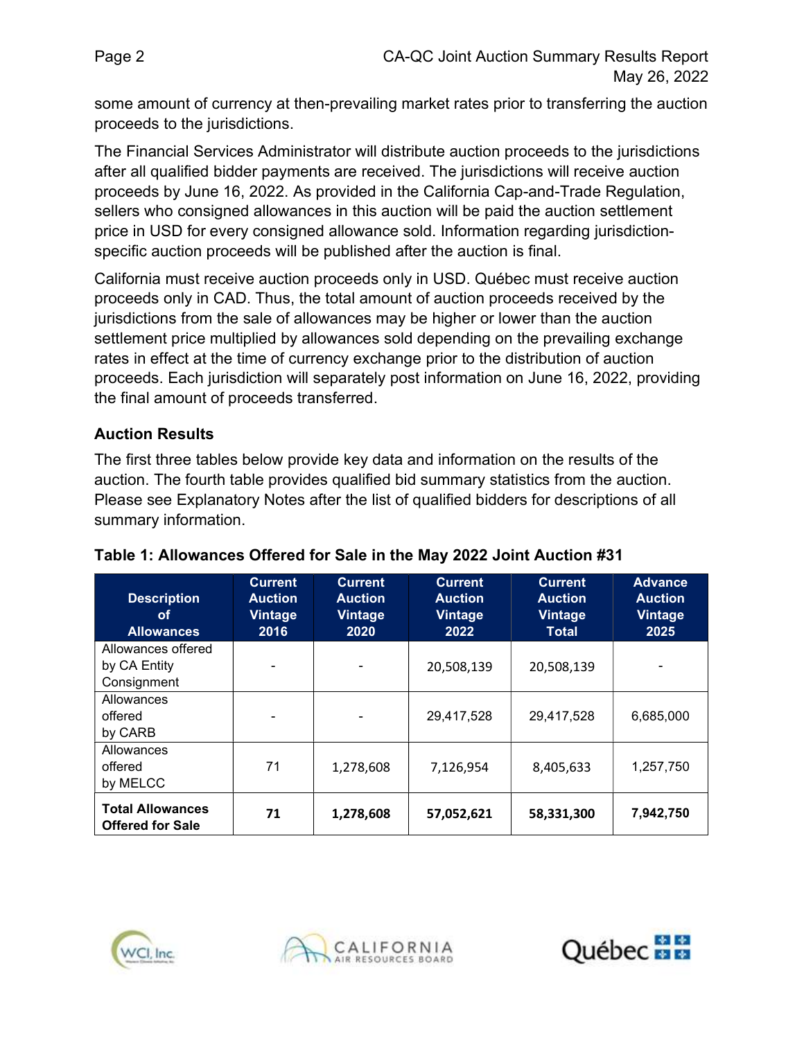some amount of currency at then-prevailing market rates prior to transferring the auction proceeds to the jurisdictions.

The Financial Services Administrator will distribute auction proceeds to the jurisdictions after all qualified bidder payments are received. The jurisdictions will receive auction proceeds by June 16, 2022. As provided in the California Cap-and-Trade Regulation, sellers who consigned allowances in this auction will be paid the auction settlement price in USD for every consigned allowance sold. Information regarding jurisdiction-specific auction proceeds will be published after the auction is final.

California must receive auction proceeds only in USD. Québec must receive auction proceeds only in CAD. Thus, the total amount of auction proceeds received by the jurisdictions from the sale of allowances may be higher or lower than the auction settlement price multiplied by allowances sold depending on the prevailing exchange rates in effect at the time of currency exchange prior to the distribution of auction proceeds. Each jurisdiction will separately post information on June 16, 2022, providing the final amount of proceeds transferred.

## Auction Results

The first three tables below provide key data and information on the results of the auction. The fourth table provides qualified bid summary statistics from the auction. Please see Explanatory Notes after the list of qualified bidders for descriptions of all summary information.

**Table 1: Allowances Offered for Sale in the May 2022 Joint Auction #31**

| Description of Allowances | Current Auction Vintage 2016 | Current Auction Vintage 2020 | Current Auction Vintage 2022 | Current Auction Vintage Total | Advance Auction Vintage 2025 |
|---|---|---|---|---|---|
| Allowances offered by CA Entity Consignment | - | - | 20,508,139 | 20,508,139 | - |
| Allowances offered by CARB | - | - | 29,417,528 | 29,417,528 | 6,685,000 |
| Allowances offered by MELCC | 71 | 1,278,608 | 7,126,954 | 8,405,633 | 1,257,750 |
| **Total Allowances Offered for Sale** | **71** | **1,278,608** | **57,052,621** | **58,331,300** | **7,942,750** |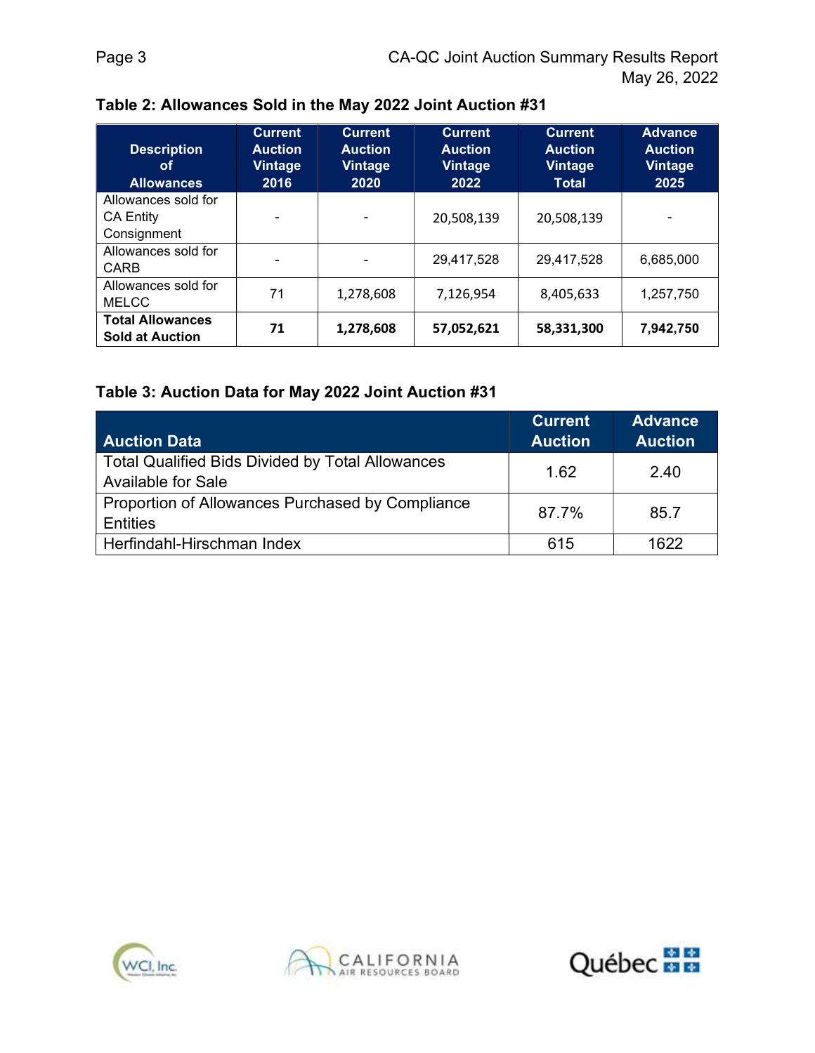### Table 2: Allowances Sold in the May 2022 Joint Auction #31

| Description of Allowances | Current Auction Vintage 2016 | Current Auction Vintage 2020 | Current Auction Vintage 2022 | Current Auction Vintage Total | Advance Auction Vintage 2025 |
|---|---|---|---|---|---|
| Allowances sold for CA Entity Consignment | - | - | 20,508,139 | 20,508,139 | - |
| Allowances sold for CARB | - | - | 29,417,528 | 29,417,528 | 6,685,000 |
| Allowances sold for MELCC | 71 | 1,278,608 | 7,126,954 | 8,405,633 | 1,257,750 |
| **Total Allowances Sold at Auction** | **71** | **1,278,608** | **57,052,621** | **58,331,300** | **7,942,750** |

### Table 3: Auction Data for May 2022 Joint Auction #31

| Auction Data | Current Auction | Advance Auction |
|---|---|---|
| Total Qualified Bids Divided by Total Allowances Available for Sale | 1.62 | 2.40 |
| Proportion of Allowances Purchased by Compliance Entities | 87.7% | 85.7 |
| Herfindahl-Hirschman Index | 615 | 1622 |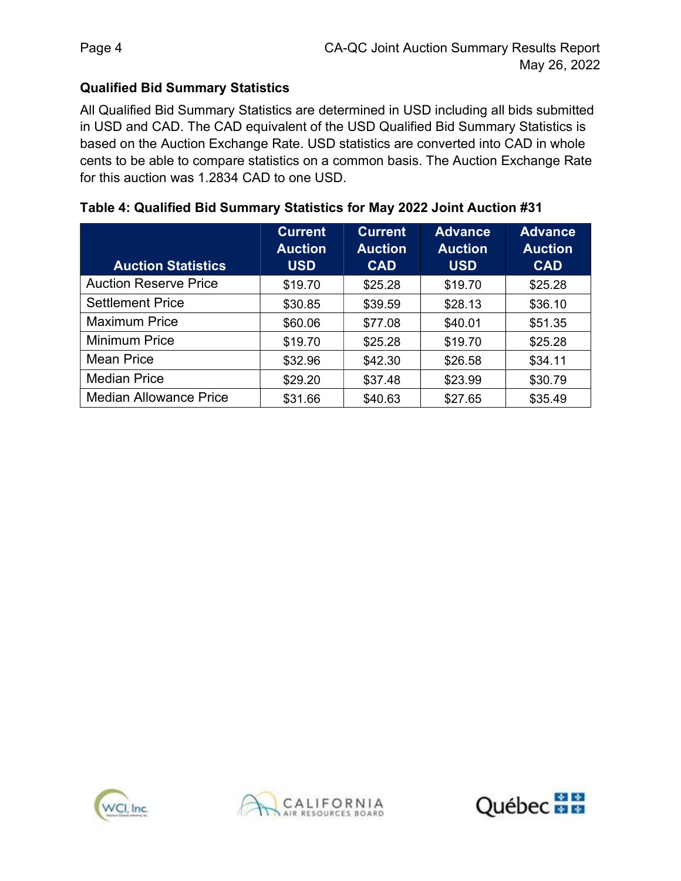### Qualified Bid Summary Statistics

All Qualified Bid Summary Statistics are determined in USD including all bids submitted in USD and CAD. The CAD equivalent of the USD Qualified Bid Summary Statistics is based on the Auction Exchange Rate. USD statistics are converted into CAD in whole cents to be able to compare statistics on a common basis. The Auction Exchange Rate for this auction was 1.2834 CAD to one USD.

**Table 4: Qualified Bid Summary Statistics for May 2022 Joint Auction #31**

| Auction Statistics | Current Auction USD | Current Auction CAD | Advance Auction USD | Advance Auction CAD |
|---|---|---|---|---|
| Auction Reserve Price | $19.70 | $25.28 | $19.70 | $25.28 |
| Settlement Price | $30.85 | $39.59 | $28.13 | $36.10 |
| Maximum Price | $60.06 | $77.08 | $40.01 | $51.35 |
| Minimum Price | $19.70 | $25.28 | $19.70 | $25.28 |
| Mean Price | $32.96 | $42.30 | $26.58 | $34.11 |
| Median Price | $29.20 | $37.48 | $23.99 | $30.79 |
| Median Allowance Price | $31.66 | $40.63 | $27.65 | $35.49 |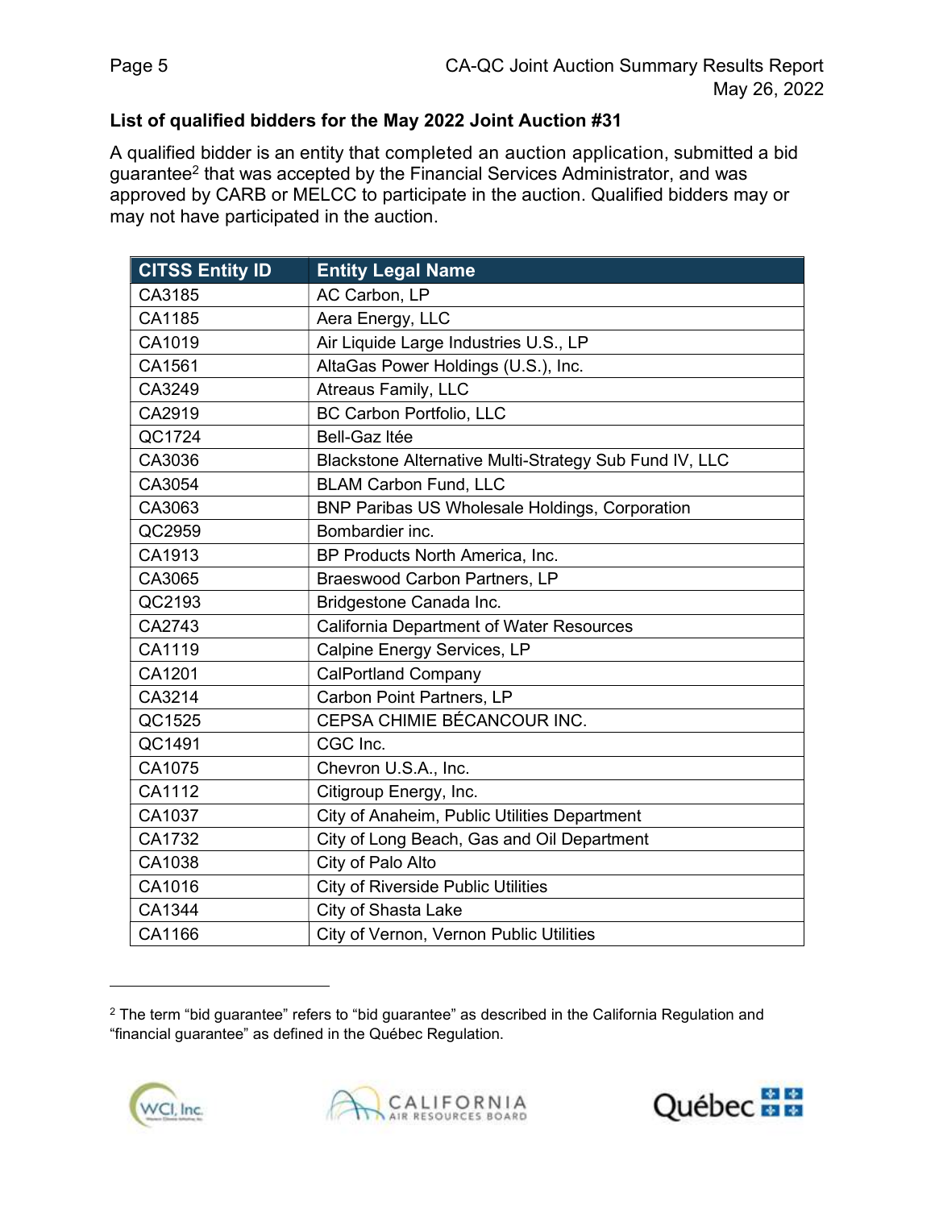### List of qualified bidders for the May 2022 Joint Auction #31

A qualified bidder is an entity that completed an auction application, submitted a bid guarantee[2] that was accepted by the Financial Services Administrator, and was approved by CARB or MELCC to participate in the auction. Qualified bidders may or may not have participated in the auction.

| CITSS Entity ID | Entity Legal Name |
| --- | --- |
| CA3185 | AC Carbon, LP |
| CA1185 | Aera Energy, LLC |
| CA1019 | Air Liquide Large Industries U.S., LP |
| CA1561 | AltaGas Power Holdings (U.S.), Inc. |
| CA3249 | Atreaus Family, LLC |
| CA2919 | BC Carbon Portfolio, LLC |
| QC1724 | Bell-Gaz ltée |
| CA3036 | Blackstone Alternative Multi-Strategy Sub Fund IV, LLC |
| CA3054 | BLAM Carbon Fund, LLC |
| CA3063 | BNP Paribas US Wholesale Holdings, Corporation |
| QC2959 | Bombardier inc. |
| CA1913 | BP Products North America, Inc. |
| CA3065 | Braeswood Carbon Partners, LP |
| QC2193 | Bridgestone Canada Inc. |
| CA2743 | California Department of Water Resources |
| CA1119 | Calpine Energy Services, LP |
| CA1201 | CalPortland Company |
| CA3214 | Carbon Point Partners, LP |
| QC1525 | CEPSA CHIMIE BÉCANCOUR INC. |
| QC1491 | CGC Inc. |
| CA1075 | Chevron U.S.A., Inc. |
| CA1112 | Citigroup Energy, Inc. |
| CA1037 | City of Anaheim, Public Utilities Department |
| CA1732 | City of Long Beach, Gas and Oil Department |
| CA1038 | City of Palo Alto |
| CA1016 | City of Riverside Public Utilities |
| CA1344 | City of Shasta Lake |
| CA1166 | City of Vernon, Vernon Public Utilities |

[2] The term "bid guarantee" refers to "bid guarantee" as described in the California Regulation and "financial guarantee" as defined in the Québec Regulation.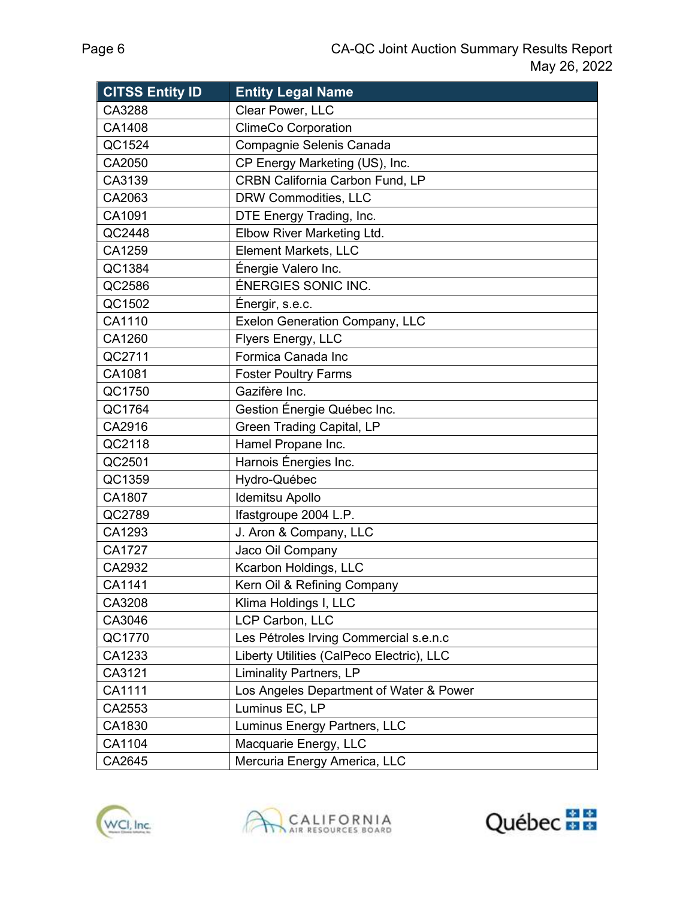| CITSS Entity ID | Entity Legal Name |
|---|---|
| CA3288 | Clear Power, LLC |
| CA1408 | ClimeCo Corporation |
| QC1524 | Compagnie Selenis Canada |
| CA2050 | CP Energy Marketing (US), Inc. |
| CA3139 | CRBN California Carbon Fund, LP |
| CA2063 | DRW Commodities, LLC |
| CA1091 | DTE Energy Trading, Inc. |
| QC2448 | Elbow River Marketing Ltd. |
| CA1259 | Element Markets, LLC |
| QC1384 | Énergie Valero Inc. |
| QC2586 | ÉNERGIES SONIC INC. |
| QC1502 | Énergir, s.e.c. |
| CA1110 | Exelon Generation Company, LLC |
| CA1260 | Flyers Energy, LLC |
| QC2711 | Formica Canada Inc |
| CA1081 | Foster Poultry Farms |
| QC1750 | Gazifère Inc. |
| QC1764 | Gestion Énergie Québec Inc. |
| CA2916 | Green Trading Capital, LP |
| QC2118 | Hamel Propane Inc. |
| QC2501 | Harnois Énergies Inc. |
| QC1359 | Hydro-Québec |
| CA1807 | Idemitsu Apollo |
| QC2789 | Ifastgroupe 2004 L.P. |
| CA1293 | J. Aron & Company, LLC |
| CA1727 | Jaco Oil Company |
| CA2932 | Kcarbon Holdings, LLC |
| CA1141 | Kern Oil & Refining Company |
| CA3208 | Klima Holdings I, LLC |
| CA3046 | LCP Carbon, LLC |
| QC1770 | Les Pétroles Irving Commercial s.e.n.c |
| CA1233 | Liberty Utilities (CalPeco Electric), LLC |
| CA3121 | Liminality Partners, LP |
| CA1111 | Los Angeles Department of Water & Power |
| CA2553 | Luminus EC, LP |
| CA1830 | Luminus Energy Partners, LLC |
| CA1104 | Macquarie Energy, LLC |
| CA2645 | Mercuria Energy America, LLC |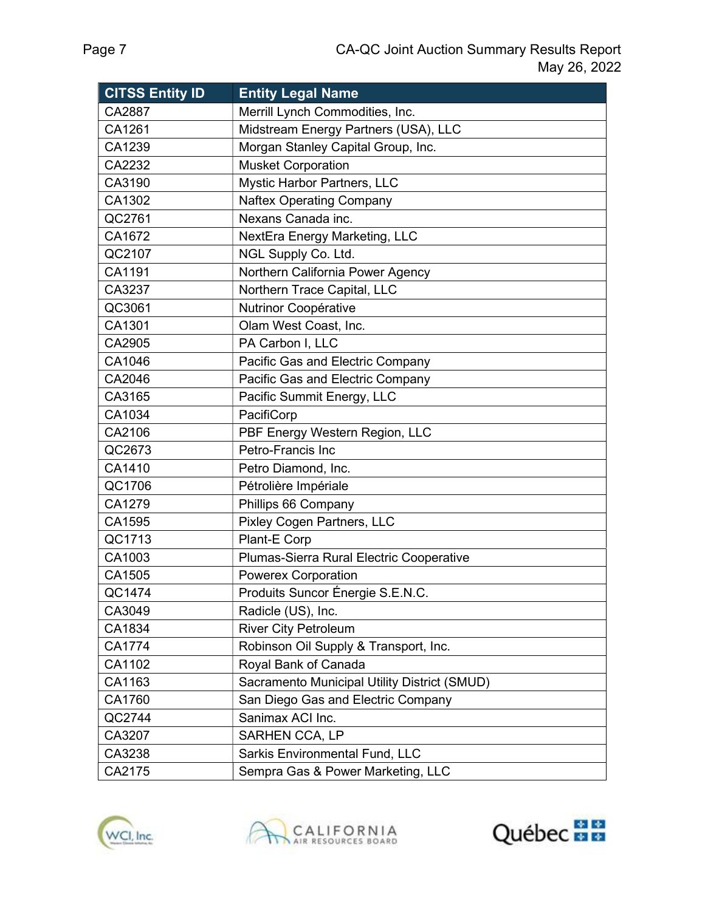| CITSS Entity ID | Entity Legal Name |
| --- | --- |
| CA2887 | Merrill Lynch Commodities, Inc. |
| CA1261 | Midstream Energy Partners (USA), LLC |
| CA1239 | Morgan Stanley Capital Group, Inc. |
| CA2232 | Musket Corporation |
| CA3190 | Mystic Harbor Partners, LLC |
| CA1302 | Naftex Operating Company |
| QC2761 | Nexans Canada inc. |
| CA1672 | NextEra Energy Marketing, LLC |
| QC2107 | NGL Supply Co. Ltd. |
| CA1191 | Northern California Power Agency |
| CA3237 | Northern Trace Capital, LLC |
| QC3061 | Nutrinor Coopérative |
| CA1301 | Olam West Coast, Inc. |
| CA2905 | PA Carbon I, LLC |
| CA1046 | Pacific Gas and Electric Company |
| CA2046 | Pacific Gas and Electric Company |
| CA3165 | Pacific Summit Energy, LLC |
| CA1034 | PacifiCorp |
| CA2106 | PBF Energy Western Region, LLC |
| QC2673 | Petro-Francis Inc |
| CA1410 | Petro Diamond, Inc. |
| QC1706 | Pétrolière Impériale |
| CA1279 | Phillips 66 Company |
| CA1595 | Pixley Cogen Partners, LLC |
| QC1713 | Plant-E Corp |
| CA1003 | Plumas-Sierra Rural Electric Cooperative |
| CA1505 | Powerex Corporation |
| QC1474 | Produits Suncor Énergie S.E.N.C. |
| CA3049 | Radicle (US), Inc. |
| CA1834 | River City Petroleum |
| CA1774 | Robinson Oil Supply & Transport, Inc. |
| CA1102 | Royal Bank of Canada |
| CA1163 | Sacramento Municipal Utility District (SMUD) |
| CA1760 | San Diego Gas and Electric Company |
| QC2744 | Sanimax ACI Inc. |
| CA3207 | SARHEN CCA, LP |
| CA3238 | Sarkis Environmental Fund, LLC |
| CA2175 | Sempra Gas & Power Marketing, LLC |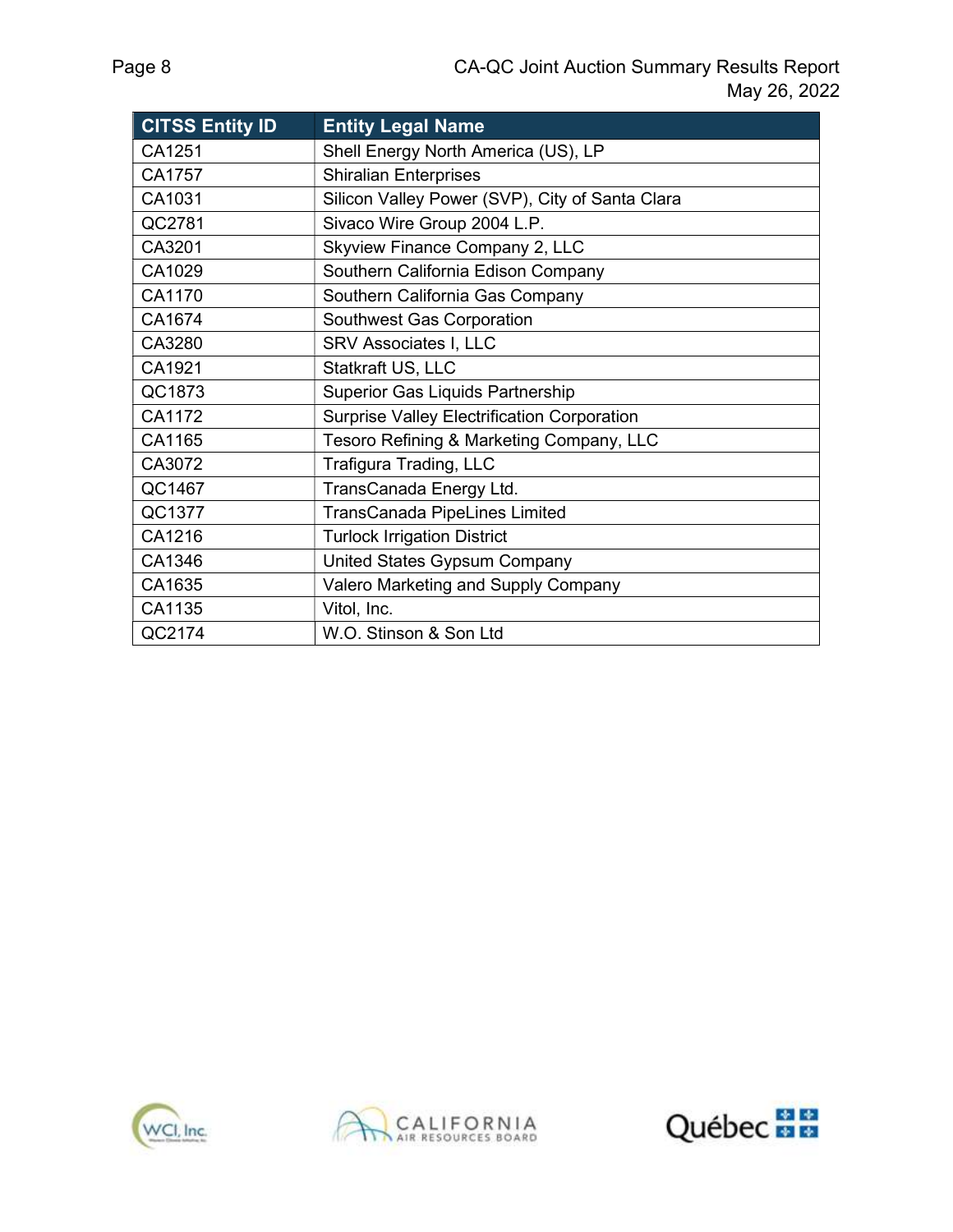| CITSS Entity ID | Entity Legal Name |
|---|---|
| CA1251 | Shell Energy North America (US), LP |
| CA1757 | Shiralian Enterprises |
| CA1031 | Silicon Valley Power (SVP), City of Santa Clara |
| QC2781 | Sivaco Wire Group 2004 L.P. |
| CA3201 | Skyview Finance Company 2, LLC |
| CA1029 | Southern California Edison Company |
| CA1170 | Southern California Gas Company |
| CA1674 | Southwest Gas Corporation |
| CA3280 | SRV Associates I, LLC |
| CA1921 | Statkraft US, LLC |
| QC1873 | Superior Gas Liquids Partnership |
| CA1172 | Surprise Valley Electrification Corporation |
| CA1165 | Tesoro Refining & Marketing Company, LLC |
| CA3072 | Trafigura Trading, LLC |
| QC1467 | TransCanada Energy Ltd. |
| QC1377 | TransCanada PipeLines Limited |
| CA1216 | Turlock Irrigation District |
| CA1346 | United States Gypsum Company |
| CA1635 | Valero Marketing and Supply Company |
| CA1135 | Vitol, Inc. |
| QC2174 | W.O. Stinson & Son Ltd |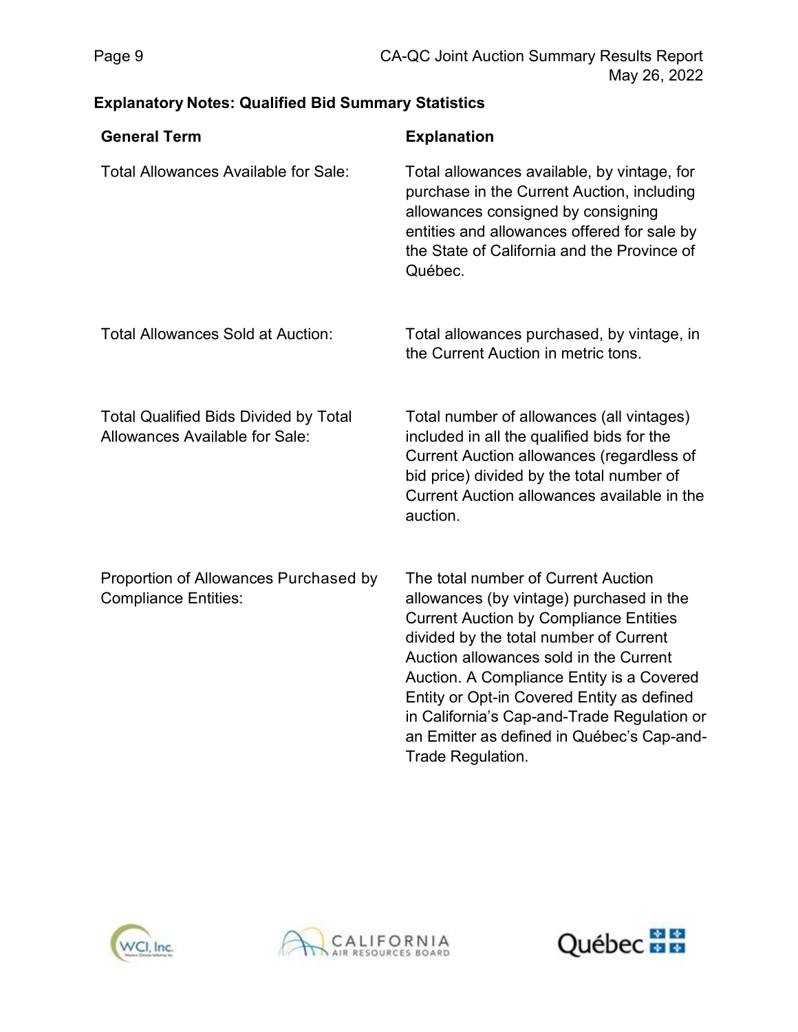## Explanatory Notes: Qualified Bid Summary Statistics

| General Term | Explanation |
| --- | --- |
| Total Allowances Available for Sale: | Total allowances available, by vintage, for purchase in the Current Auction, including allowances consigned by consigning entities and allowances offered for sale by the State of California and the Province of Québec. |
| Total Allowances Sold at Auction: | Total allowances purchased, by vintage, in the Current Auction in metric tons. |
| Total Qualified Bids Divided by Total Allowances Available for Sale: | Total number of allowances (all vintages) included in all the qualified bids for the Current Auction allowances (regardless of bid price) divided by the total number of Current Auction allowances available in the auction. |
| Proportion of Allowances Purchased by Compliance Entities: | The total number of Current Auction allowances (by vintage) purchased in the Current Auction by Compliance Entities divided by the total number of Current Auction allowances sold in the Current Auction. A Compliance Entity is a Covered Entity or Opt-in Covered Entity as defined in California's Cap-and-Trade Regulation or an Emitter as defined in Québec's Cap-and-Trade Regulation. |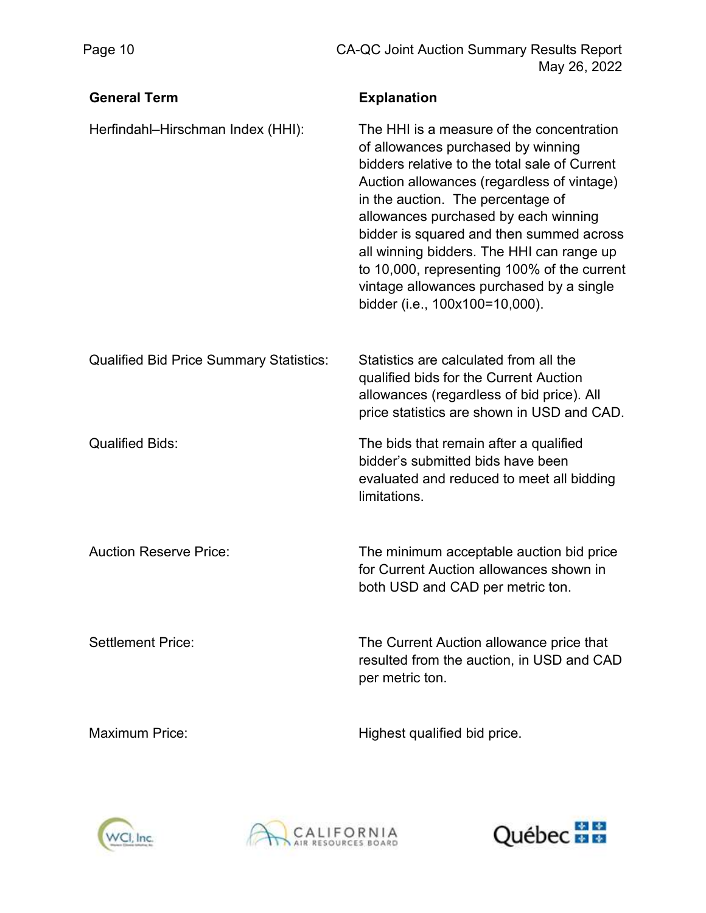| General Term | Explanation |
| --- | --- |
| Herfindahl–Hirschman Index (HHI): | The HHI is a measure of the concentration of allowances purchased by winning bidders relative to the total sale of Current Auction allowances (regardless of vintage) in the auction. The percentage of allowances purchased by each winning bidder is squared and then summed across all winning bidders. The HHI can range up to 10,000, representing 100% of the current vintage allowances purchased by a single bidder (i.e., 100x100=10,000). |
| Qualified Bid Price Summary Statistics: | Statistics are calculated from all the qualified bids for the Current Auction allowances (regardless of bid price). All price statistics are shown in USD and CAD. |
| Qualified Bids: | The bids that remain after a qualified bidder's submitted bids have been evaluated and reduced to meet all bidding limitations. |
| Auction Reserve Price: | The minimum acceptable auction bid price for Current Auction allowances shown in both USD and CAD per metric ton. |
| Settlement Price: | The Current Auction allowance price that resulted from the auction, in USD and CAD per metric ton. |
| Maximum Price: | Highest qualified bid price. |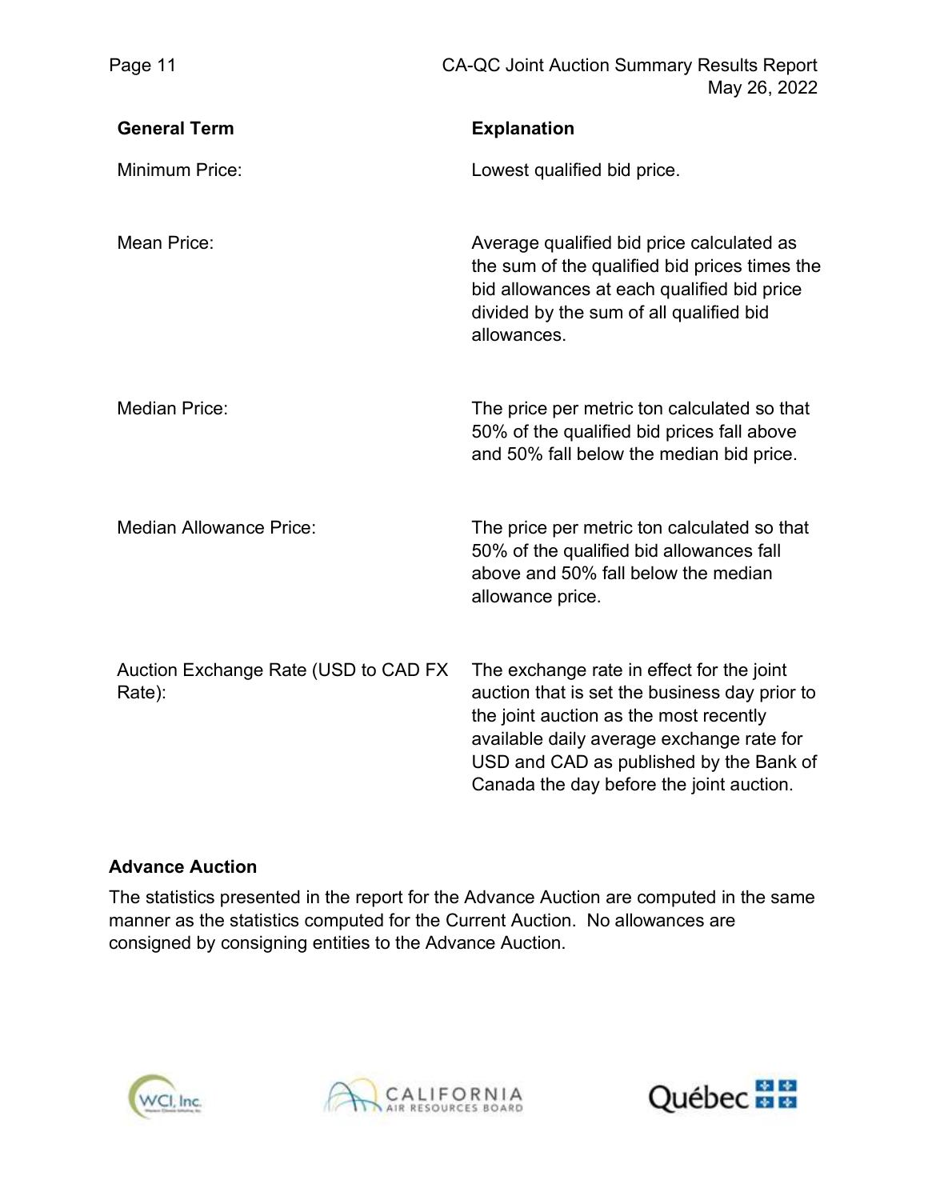| General Term | Explanation |
| --- | --- |
| Minimum Price: | Lowest qualified bid price. |
| Mean Price: | Average qualified bid price calculated as the sum of the qualified bid prices times the bid allowances at each qualified bid price divided by the sum of all qualified bid allowances. |
| Median Price: | The price per metric ton calculated so that 50% of the qualified bid prices fall above and 50% fall below the median bid price. |
| Median Allowance Price: | The price per metric ton calculated so that 50% of the qualified bid allowances fall above and 50% fall below the median allowance price. |
| Auction Exchange Rate (USD to CAD FX Rate): | The exchange rate in effect for the joint auction that is set the business day prior to the joint auction as the most recently available daily average exchange rate for USD and CAD as published by the Bank of Canada the day before the joint auction. |

**Advance Auction**

The statistics presented in the report for the Advance Auction are computed in the same manner as the statistics computed for the Current Auction. No allowances are consigned by consigning entities to the Advance Auction.